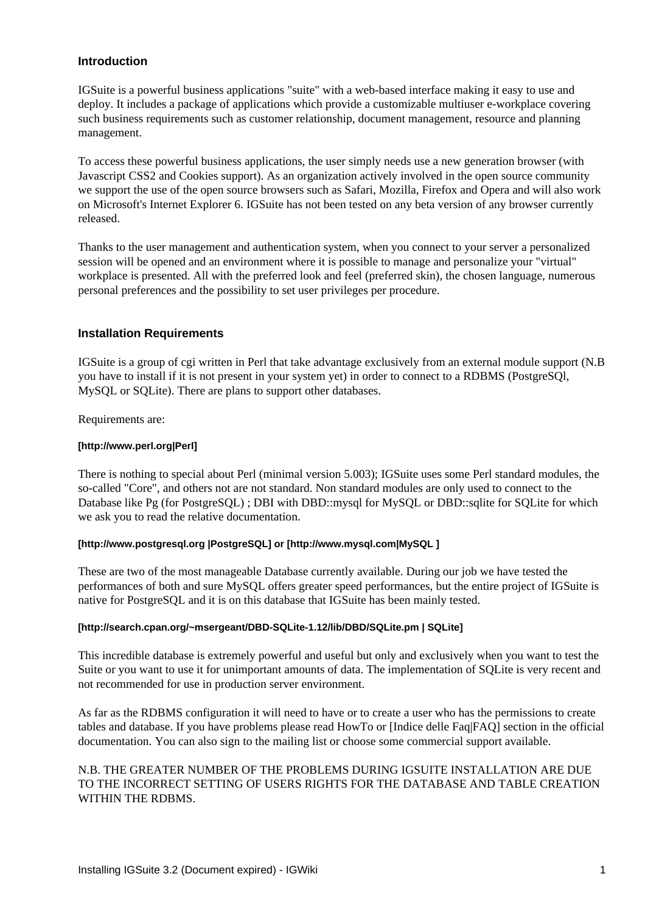## Introduction

IGSuite is a powerful business applications "suite" with a web-based interface making it easy to use and deploy. It includes a package of applications which provide a customizable multiuser e-workplace covering such business requirements such as customer relationship, document management, resource and planning management.

To access these powerful business applications, the user simply needs use a new generation browser (with Javascript CSS2 and Cookies support). As an organization actively involved in the open source community we support the use of the open source browsers such as Safari, Mozilla, Firefox and Opera and will also work on Microsoft's Internet Explorer 6. IGSuite has not been tested on any beta version of any browser currently released.

Thanks to the user management and authentication system, when you connect to your server a personalized session will be opened and an environment where it is possible to manage and personalize your "virtual" workplace is presented. All with the preferred look and feel (preferred skin), the chosen language, numerous personal preferences and the possibility to set user privileges per procedure.

## Installation Requirements

IGSuite is a group of cgi written in Perl that take advantage exclusively from an external module support (N.B you have to install if it is not present in your system yet) in order to connect to a RDBMS (PostgreSQl, MySQL or SQLite). There are plans to support other databases.

Requirements are:

#### [http://www.perl.org|Perl]

There is nothing to special about Perl (minimal version 5.003); IGSuite uses some Perl standard modules, the so-called "Core", and others not are not standard. Non standard modules are only used to connect to the Database like Pg (for PostgreSQL) ; DBI with DBD::mysql for MySQL or DBD::sqlite for SQLite for which we ask you to read the relative documentation.

#### [http://www.postgresql.org |PostgreSQL] or [http://www.mysql.com|MySQL ]

These are two of the most manageable Database currently available. During our job we have tested the performances of both and sure MySQL offers greater speed performances, but the entire project of IGSuite is native for PostgreSQL and it is on this database that IGSuite has been mainly tested.

#### [http://search.cpan.org/~msergeant/DBD-SQLite-1.12/lib/DBD/SQLite.pm | SQLite]

This incredible database is extremely powerful and useful but only and exclusively when you want to test the Suite or you want to use it for unimportant amounts of data. The implementation of SQLite is very recent and not recommended for use in production server environment.

As far as the RDBMS configuration it will need to have or to create a user who has the permissions to create tables and database. If you have problems please read HowTo or [Indice delle Faq|FAQ] section in the official documentation. You can also sign to the mailing list or choose some commercial support available.

N.B. THE GREATER NUMBER OF THE PROBLEMS DURING IGSUITE INSTALLATION ARE DUE TO THE INCORRECT SETTING OF USERS RIGHTS FOR THE DATABASE AND TABLE CREATION WITHIN THE RDBMS.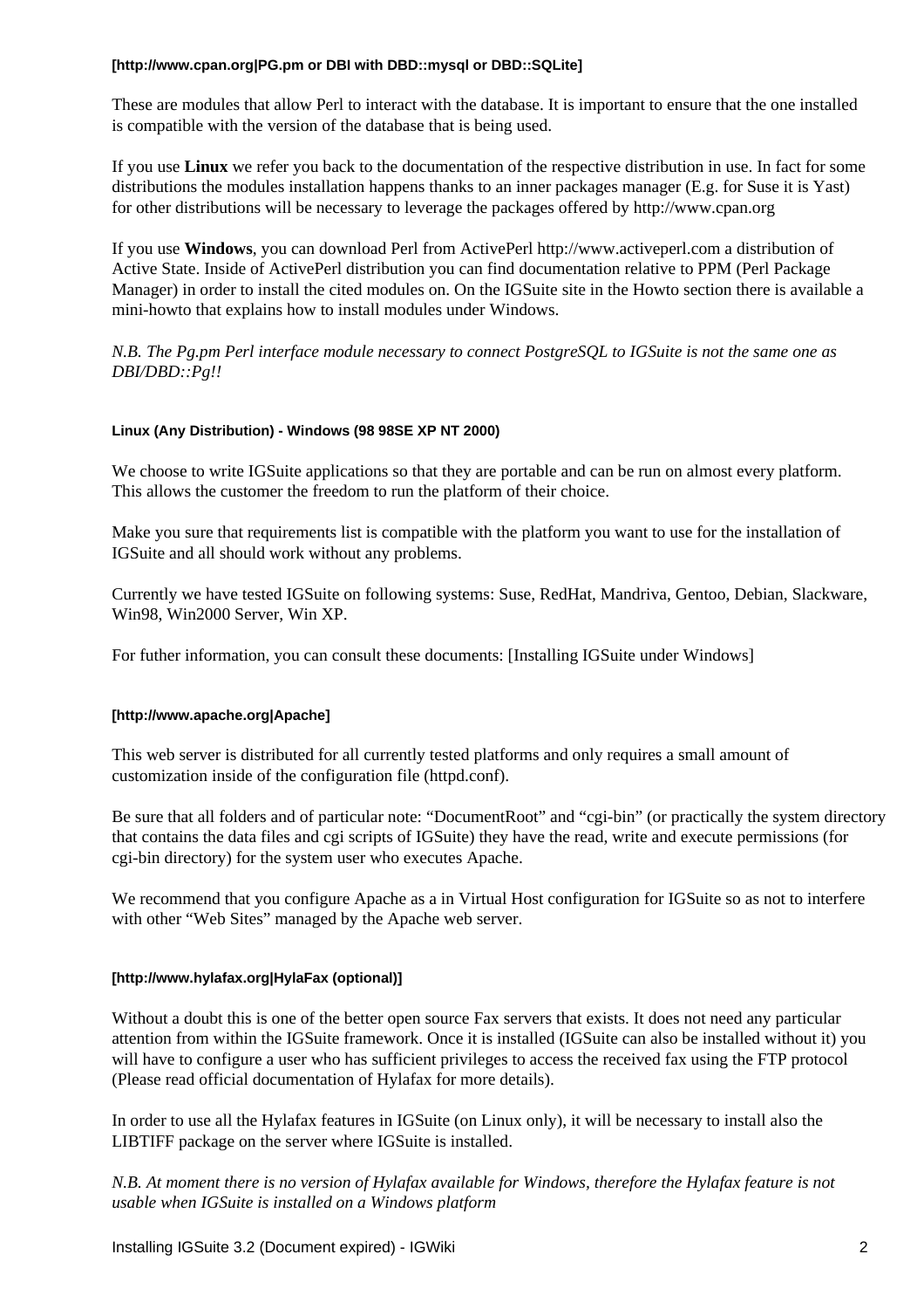#### [http://www.cpan.org|PG.pm or DBI with DBD::mysql or DBD::SQLite]

These are modules that allow Perl to interact with the database. It is important to ensure that the one installed is compatible with the version of the database that is being used.

If you use **Linux** we refer you back to the documentation of the respective distribution in use. In fact for some distributions the modules installation happens thanks to an inner packages manager (E.g. for Suse it is Yast) for other distributions will be necessary to leverage the packages offered by http://www.cpan.org

If you use **Windows**, you can download Perl from ActivePerl http://www.activeperl.com a distribution of Active State. Inside of ActivePerl distribution you can find documentation relative to PPM (Perl Package Manager) in order to install the cited modules on. On the IGSuite site in the Howto section there is available a mini-howto that explains how to install modules under Windows.

*N.B. The Pg.pm Perl interface module necessary to connect PostgreSQL to IGSuite is not the same one as DBI/DBD::Pg!!*

#### Linux (Any Distribution) - Windows (98 98SE XP NT 2000)

We choose to write IGSuite applications so that they are portable and can be run on almost every platform. This allows the customer the freedom to run the platform of their choice.

Make you sure that requirements list is compatible with the platform you want to use for the installation of IGSuite and all should work without any problems.

Currently we have tested IGSuite on following systems: Suse, RedHat, Mandriva, Gentoo, Debian, Slackware, Win98, Win2000 Server, Win XP.

For futher information, you can consult these documents: [Installing IGSuite under Windows]

#### [http://www.apache.org|Apache]

This web server is distributed for all currently tested platforms and only requires a small amount of customization inside of the configuration file (httpd.conf).

Be sure that all folders and of particular note: “DocumentRoot” and “cgi-bin” (or practically the system directory that contains the data files and cgi scripts of IGSuite) they have the read, write and execute permissions (for cgi-bin directory) for the system user who executes Apache.

We recommend that you configure Apache as a in Virtual Host configuration for IGSuite so as not to interfere with other “Web Sites” managed by the Apache web server.

#### [http://www.hylafax.org|HylaFax (optional)]

Without a doubt this is one of the better open source Fax servers that exists. It does not need any particular attention from within the IGSuite framework. Once it is installed (IGSuite can also be installed without it) you will have to configure a user who has sufficient privileges to access the received fax using the FTP protocol (Please read official documentation of Hylafax for more details).

In order to use all the Hylafax features in IGSuite (on Linux only), it will be necessary to install also the LIBTIFF package on the server where IGSuite is installed.

*N.B. At moment there is no version of Hylafax available for Windows, therefore the Hylafax feature is not usable when IGSuite is installed on a Windows platform*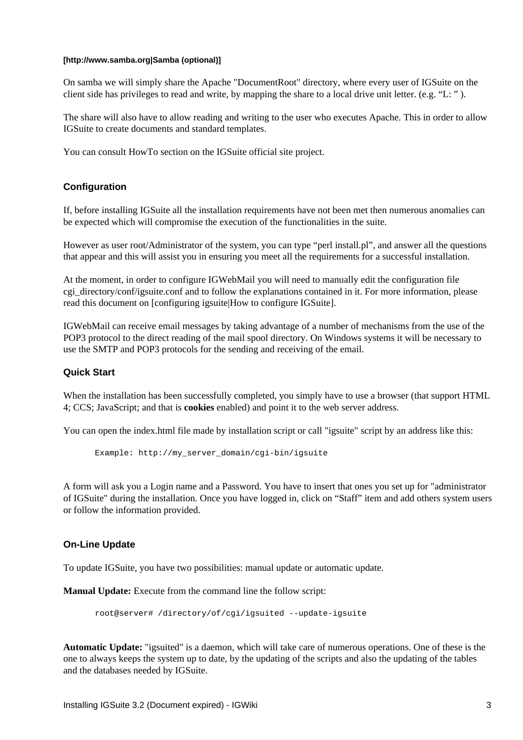**[http://www.samba.org|Samba (optional)]**

On samba we will simply share the Apache "DocumentRoot" directory, where every user of IGSuite on the client side has privileges to read and write, by mapping the share to a local drive unit letter. (e.g. "L: " ).

The share will also have to allow reading and writing to the user who executes Apache. This in order to allow IGSuite to create documents and standard templates.

You can consult HowTo section on the IGSuite official site project.

### Configuration

If, before installing IGSuite all the installation requirements have not been met then numerous anomalies can be expected which will compromise the execution of the functionalities in the suite.

However as user root/Administrator of the system, you can type "perl install.pl", and answer all the questions that appear and this will assist you in ensuring you meet all the requirements for a successful installation.

At the moment, in order to configure IGWebMail you will need to manually edit the configuration file cgi_directory/conf/igsuite.conf and to follow the explanations contained in it. For more information, please read this document on [configuring igsuite|How to configure IGSuite].

IGWebMail can receive email messages by taking advantage of a number of mechanisms from the use of the POP3 protocol to the direct reading of the mail spool directory. On Windows systems it will be necessary to use the SMTP and POP3 protocols for the sending and receiving of the email.

### Quick Start

When the installation has been successfully completed, you simply have to use a browser (that support HTML 4; CCS; JavaScript; and that is **cookies** enabled) and point it to the web server address.

You can open the index.html file made by installation script or call "igsuite" script by an address like this:

```
Example: http://my_server_domain/cgi-bin/igsuite
```

A form will ask you a Login name and a Password. You have to insert that ones you set up for "administrator of IGSuite" during the installation. Once you have logged in, click on "Staff" item and add others system users or follow the information provided.

### On-Line Update

To update IGSuite, you have two possibilities: manual update or automatic update.

**Manual Update:** Execute from the command line the follow script:

```
root@server# /directory/of/cgi/igsuited --update-igsuite
```

**Automatic Update:** "igsuited" is a daemon, which will take care of numerous operations. One of these is the one to always keeps the system up to date, by the updating of the scripts and also the updating of the tables and the databases needed by IGSuite.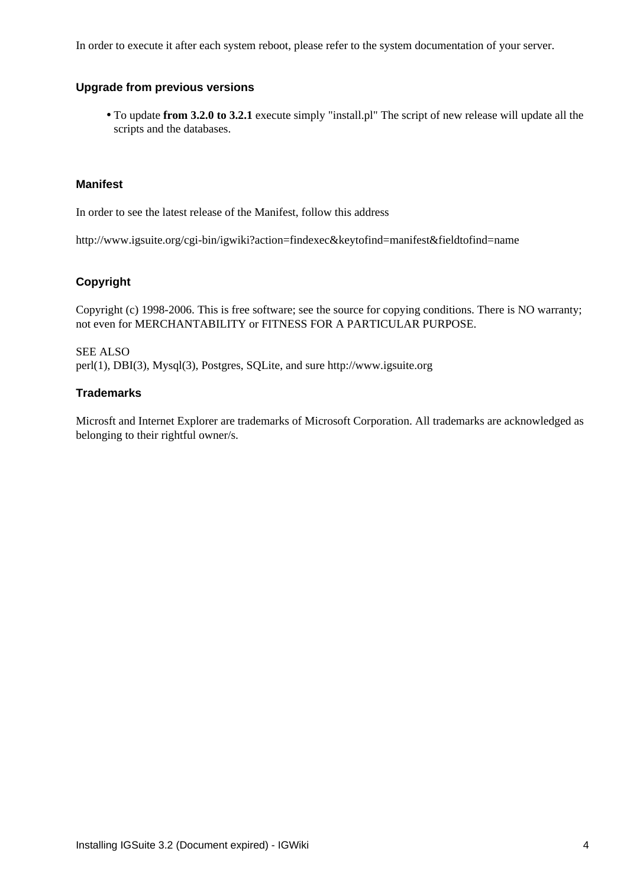In order to execute it after each system reboot, please refer to the system documentation of your server.

### Upgrade from previous versions

- To update **from 3.2.0 to 3.2.1** execute simply "install.pl" The script of new release will update all the scripts and the databases.

### Manifest

In order to see the latest release of the Manifest, follow this address

http://www.igsuite.org/cgi-bin/igwiki?action=findexec&keytofind=manifest&fieldtofind=name

### Copyright

Copyright (c) 1998-2006. This is free software; see the source for copying conditions. There is NO warranty; not even for MERCHANTABILITY or FITNESS FOR A PARTICULAR PURPOSE.

SEE ALSO
perl(1), DBI(3), Mysql(3), Postgres, SQLite, and sure http://www.igsuite.org

### Trademarks

Microsft and Internet Explorer are trademarks of Microsoft Corporation. All trademarks are acknowledged as belonging to their rightful owner/s.